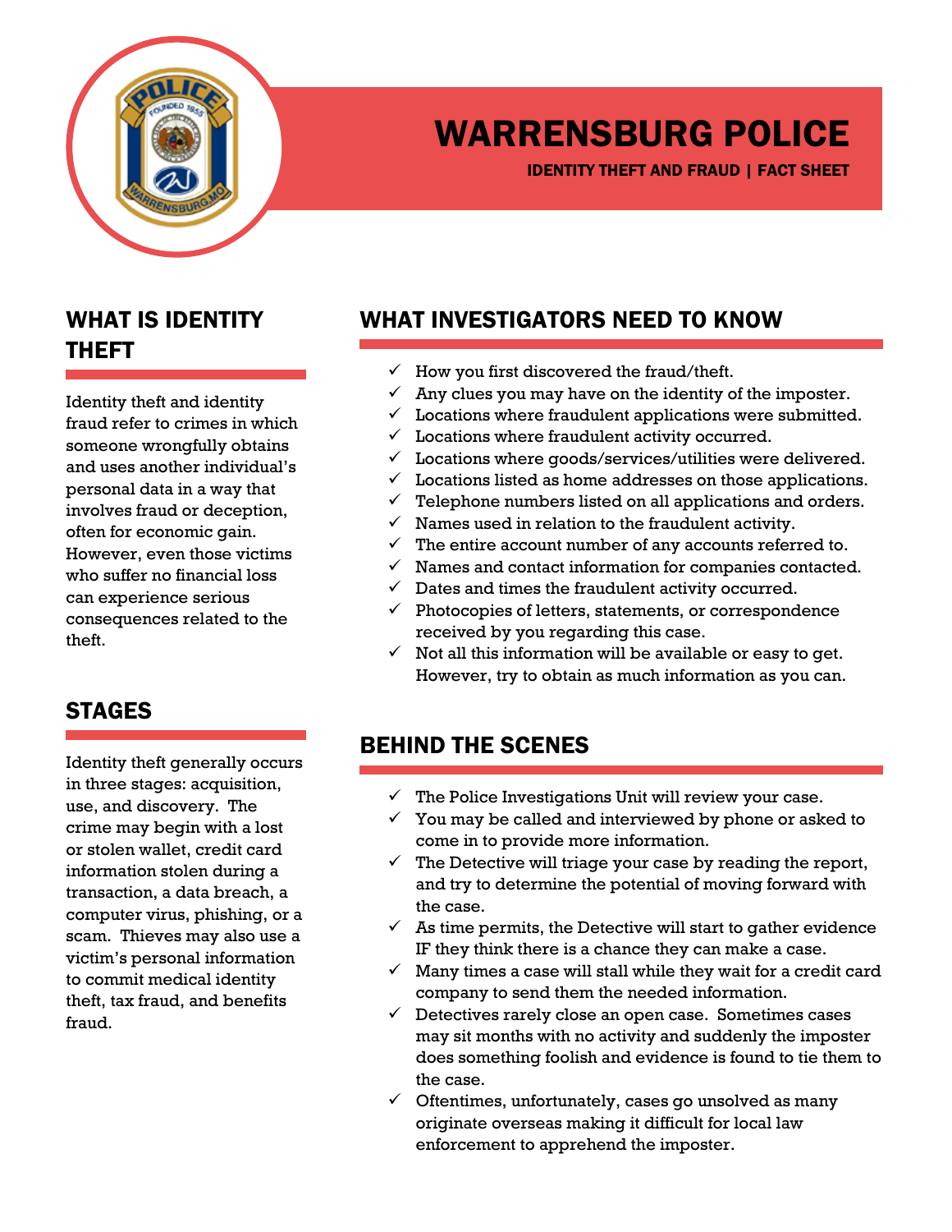# WARRENSBURG POLICE

**IDENTITY THEFT AND FRAUD | FACT SHEET**

## WHAT IS IDENTITY THEFT

Identity theft and identity fraud refer to crimes in which someone wrongfully obtains and uses another individual's personal data in a way that involves fraud or deception, often for economic gain. However, even those victims who suffer no financial loss can experience serious consequences related to the theft.

## STAGES

Identity theft generally occurs in three stages: acquisition, use, and discovery. The crime may begin with a lost or stolen wallet, credit card information stolen during a transaction, a data breach, a computer virus, phishing, or a scam. Thieves may also use a victim's personal information to commit medical identity theft, tax fraud, and benefits fraud.

## WHAT INVESTIGATORS NEED TO KNOW

- ✓ How you first discovered the fraud/theft.
- ✓ Any clues you may have on the identity of the imposter.
- ✓ Locations where fraudulent applications were submitted.
- ✓ Locations where fraudulent activity occurred.
- ✓ Locations where goods/services/utilities were delivered.
- ✓ Locations listed as home addresses on those applications.
- ✓ Telephone numbers listed on all applications and orders.
- ✓ Names used in relation to the fraudulent activity.
- ✓ The entire account number of any accounts referred to.
- ✓ Names and contact information for companies contacted.
- ✓ Dates and times the fraudulent activity occurred.
- ✓ Photocopies of letters, statements, or correspondence received by you regarding this case.
- ✓ Not all this information will be available or easy to get. However, try to obtain as much information as you can.

## BEHIND THE SCENES

- ✓ The Police Investigations Unit will review your case.
- ✓ You may be called and interviewed by phone or asked to come in to provide more information.
- ✓ The Detective will triage your case by reading the report, and try to determine the potential of moving forward with the case.
- ✓ As time permits, the Detective will start to gather evidence IF they think there is a chance they can make a case.
- ✓ Many times a case will stall while they wait for a credit card company to send them the needed information.
- ✓ Detectives rarely close an open case. Sometimes cases may sit months with no activity and suddenly the imposter does something foolish and evidence is found to tie them to the case.
- ✓ Oftentimes, unfortunately, cases go unsolved as many originate overseas making it difficult for local law enforcement to apprehend the imposter.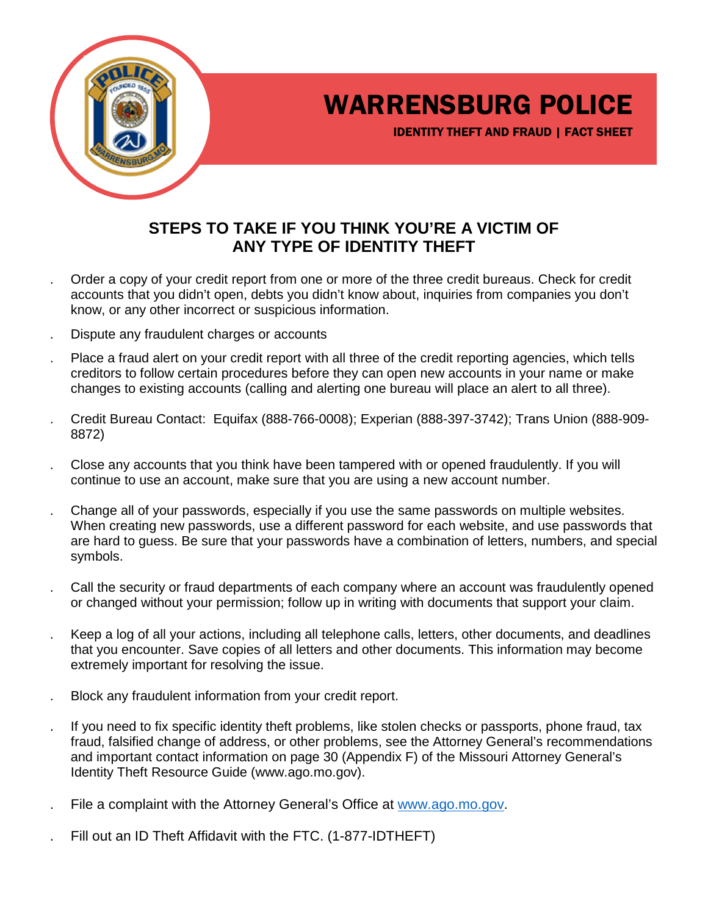# WARRENSBURG POLICE

IDENTITY THEFT AND FRAUD | FACT SHEET

## STEPS TO TAKE IF YOU THINK YOU'RE A VICTIM OF ANY TYPE OF IDENTITY THEFT

- Order a copy of your credit report from one or more of the three credit bureaus. Check for credit accounts that you didn't open, debts you didn't know about, inquiries from companies you don't know, or any other incorrect or suspicious information.
- Dispute any fraudulent charges or accounts
- Place a fraud alert on your credit report with all three of the credit reporting agencies, which tells creditors to follow certain procedures before they can open new accounts in your name or make changes to existing accounts (calling and alerting one bureau will place an alert to all three).
- Credit Bureau Contact: Equifax (888-766-0008); Experian (888-397-3742); Trans Union (888-909-8872)
- Close any accounts that you think have been tampered with or opened fraudulently. If you will continue to use an account, make sure that you are using a new account number.
- Change all of your passwords, especially if you use the same passwords on multiple websites. When creating new passwords, use a different password for each website, and use passwords that are hard to guess. Be sure that your passwords have a combination of letters, numbers, and special symbols.
- Call the security or fraud departments of each company where an account was fraudulently opened or changed without your permission; follow up in writing with documents that support your claim.
- Keep a log of all your actions, including all telephone calls, letters, other documents, and deadlines that you encounter. Save copies of all letters and other documents. This information may become extremely important for resolving the issue.
- Block any fraudulent information from your credit report.
- If you need to fix specific identity theft problems, like stolen checks or passports, phone fraud, tax fraud, falsified change of address, or other problems, see the Attorney General's recommendations and important contact information on page 30 (Appendix F) of the Missouri Attorney General's Identity Theft Resource Guide (www.ago.mo.gov).
- File a complaint with the Attorney General's Office at [www.ago.mo.gov](http://www.ago.mo.gov).
- Fill out an ID Theft Affidavit with the FTC. (1-877-IDTHEFT)